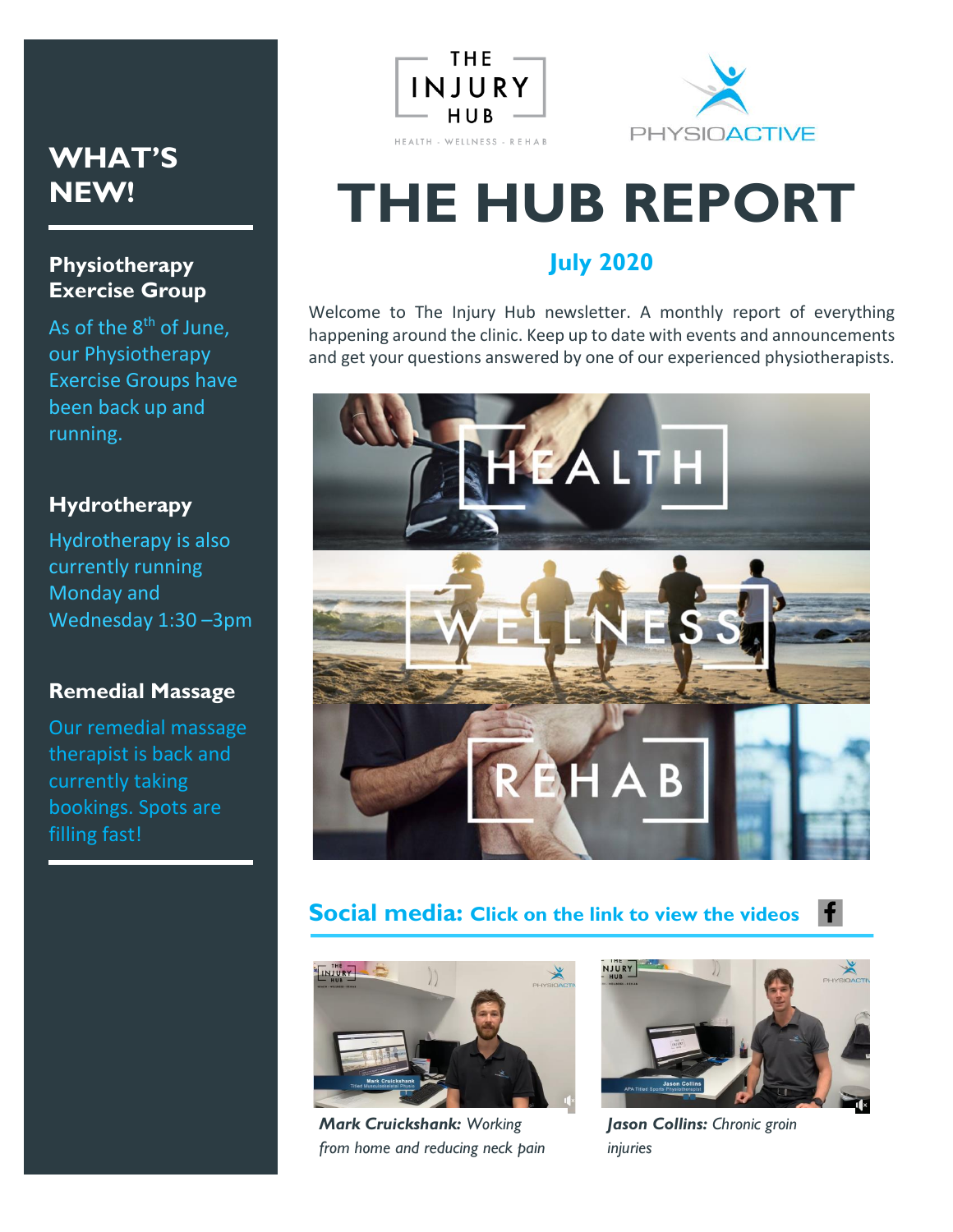# THE HUB REPORT

**July 2020**

Welcome to The Injury Hub newsletter. A monthly report of everything happening around the clinic. Keep up to date with events and announcements and get your questions answered by one of our experienced physiotherapists.

## WHAT'S NEW!

### Physiotherapy Exercise Group

As of the 8th of June, our Physiotherapy Exercise Groups have been back up and running.

### Hydrotherapy

Hydrotherapy is also currently running Monday and Wednesday 1:30 –3pm

### Remedial Massage

Our remedial massage therapist is back and currently taking bookings. Spots are filling fast!

## Social media: Click on the link to view the videos

***Mark Cruickshank:*** *Working from home and reducing neck pain*

***Jason Collins:*** *Chronic groin injuries*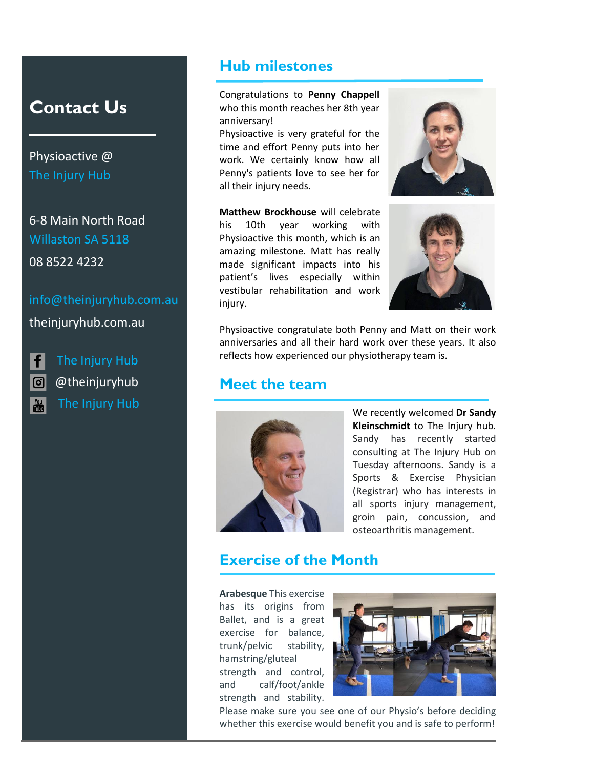## Contact Us

Physioactive @
The Injury Hub

6-8 Main North Road
Willaston SA 5118

08 8522 4232

info@theinjuryhub.com.au

theinjuryhub.com.au

The Injury Hub

@theinjuryhub

The Injury Hub

## Hub milestones

Congratulations to **Penny Chappell** who this month reaches her 8th year anniversary!
Physioactive is very grateful for the time and effort Penny puts into her work. We certainly know how all Penny's patients love to see her for all their injury needs.

**Matthew Brockhouse** will celebrate his 10th year working with Physioactive this month, which is an amazing milestone. Matt has really made significant impacts into his patient's lives especially within vestibular rehabilitation and work injury.

Physioactive congratulate both Penny and Matt on their work anniversaries and all their hard work over these years. It also reflects how experienced our physiotherapy team is.

## Meet the team

We recently welcomed **Dr Sandy Kleinschmidt** to The Injury hub. Sandy has recently started consulting at The Injury Hub on Tuesday afternoons. Sandy is a Sports & Exercise Physician (Registrar) who has interests in all sports injury management, groin pain, concussion, and osteoarthritis management.

## Exercise of the Month

**Arabesque** This exercise has its origins from Ballet, and is a great exercise for balance, trunk/pelvic stability, hamstring/gluteal strength and control, and calf/foot/ankle strength and stability.
Please make sure you see one of our Physio's before deciding whether this exercise would benefit you and is safe to perform!